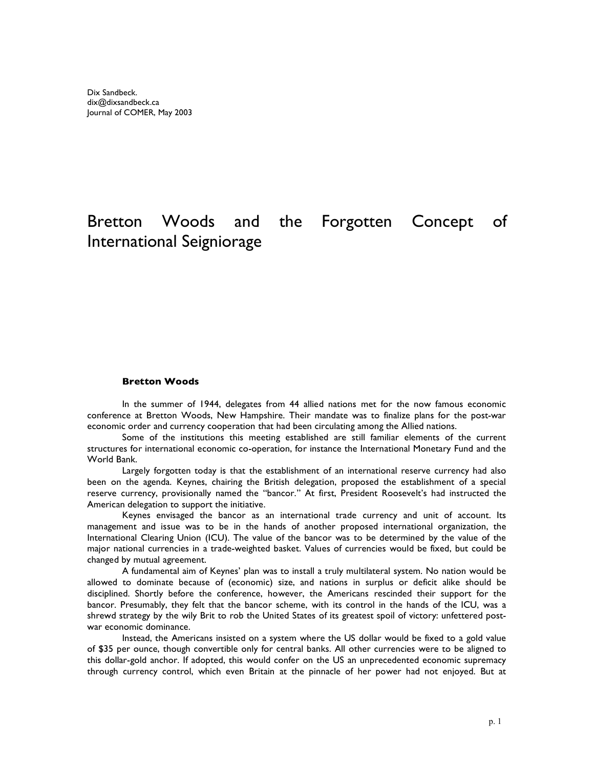Dix Sandbeck.
dix@dixsandbeck.ca
Journal of COMER, May 2003

# Bretton Woods and the Forgotten Concept of International Seigniorage

## Bretton Woods

In the summer of 1944, delegates from 44 allied nations met for the now famous economic conference at Bretton Woods, New Hampshire. Their mandate was to finalize plans for the post-war economic order and currency cooperation that had been circulating among the Allied nations.

Some of the institutions this meeting established are still familiar elements of the current structures for international economic co-operation, for instance the International Monetary Fund and the World Bank.

Largely forgotten today is that the establishment of an international reserve currency had also been on the agenda. Keynes, chairing the British delegation, proposed the establishment of a special reserve currency, provisionally named the "bancor." At first, President Roosevelt's had instructed the American delegation to support the initiative.

Keynes envisaged the bancor as an international trade currency and unit of account. Its management and issue was to be in the hands of another proposed international organization, the International Clearing Union (ICU). The value of the bancor was to be determined by the value of the major national currencies in a trade-weighted basket. Values of currencies would be fixed, but could be changed by mutual agreement.

A fundamental aim of Keynes' plan was to install a truly multilateral system. No nation would be allowed to dominate because of (economic) size, and nations in surplus or deficit alike should be disciplined. Shortly before the conference, however, the Americans rescinded their support for the bancor. Presumably, they felt that the bancor scheme, with its control in the hands of the ICU, was a shrewd strategy by the wily Brit to rob the United States of its greatest spoil of victory: unfettered post-war economic dominance.

Instead, the Americans insisted on a system where the US dollar would be fixed to a gold value of $35 per ounce, though convertible only for central banks. All other currencies were to be aligned to this dollar-gold anchor. If adopted, this would confer on the US an unprecedented economic supremacy through currency control, which even Britain at the pinnacle of her power had not enjoyed. But at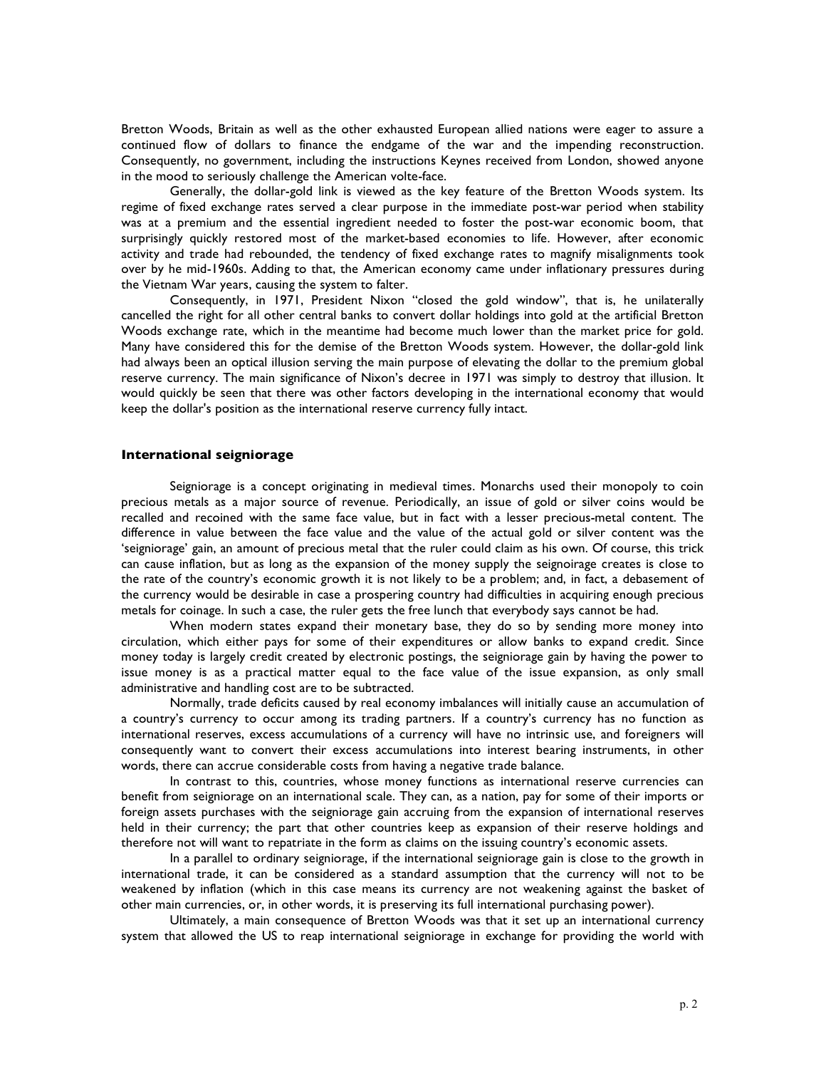Bretton Woods, Britain as well as the other exhausted European allied nations were eager to assure a continued flow of dollars to finance the endgame of the war and the impending reconstruction. Consequently, no government, including the instructions Keynes received from London, showed anyone in the mood to seriously challenge the American volte-face.

Generally, the dollar-gold link is viewed as the key feature of the Bretton Woods system. Its regime of fixed exchange rates served a clear purpose in the immediate post-war period when stability was at a premium and the essential ingredient needed to foster the post-war economic boom, that surprisingly quickly restored most of the market-based economies to life. However, after economic activity and trade had rebounded, the tendency of fixed exchange rates to magnify misalignments took over by he mid-1960s. Adding to that, the American economy came under inflationary pressures during the Vietnam War years, causing the system to falter.

Consequently, in 1971, President Nixon "closed the gold window", that is, he unilaterally cancelled the right for all other central banks to convert dollar holdings into gold at the artificial Bretton Woods exchange rate, which in the meantime had become much lower than the market price for gold. Many have considered this for the demise of the Bretton Woods system. However, the dollar-gold link had always been an optical illusion serving the main purpose of elevating the dollar to the premium global reserve currency. The main significance of Nixon's decree in 1971 was simply to destroy that illusion. It would quickly be seen that there was other factors developing in the international economy that would keep the dollar's position as the international reserve currency fully intact.

## International seigniorage

Seigniorage is a concept originating in medieval times. Monarchs used their monopoly to coin precious metals as a major source of revenue. Periodically, an issue of gold or silver coins would be recalled and recoined with the same face value, but in fact with a lesser precious-metal content. The difference in value between the face value and the value of the actual gold or silver content was the 'seigniorage' gain, an amount of precious metal that the ruler could claim as his own. Of course, this trick can cause inflation, but as long as the expansion of the money supply the seignoirage creates is close to the rate of the country's economic growth it is not likely to be a problem; and, in fact, a debasement of the currency would be desirable in case a prospering country had difficulties in acquiring enough precious metals for coinage. In such a case, the ruler gets the free lunch that everybody says cannot be had.

When modern states expand their monetary base, they do so by sending more money into circulation, which either pays for some of their expenditures or allow banks to expand credit. Since money today is largely credit created by electronic postings, the seigniorage gain by having the power to issue money is as a practical matter equal to the face value of the issue expansion, as only small administrative and handling cost are to be subtracted.

Normally, trade deficits caused by real economy imbalances will initially cause an accumulation of a country's currency to occur among its trading partners. If a country's currency has no function as international reserves, excess accumulations of a currency will have no intrinsic use, and foreigners will consequently want to convert their excess accumulations into interest bearing instruments, in other words, there can accrue considerable costs from having a negative trade balance.

In contrast to this, countries, whose money functions as international reserve currencies can benefit from seigniorage on an international scale. They can, as a nation, pay for some of their imports or foreign assets purchases with the seigniorage gain accruing from the expansion of international reserves held in their currency; the part that other countries keep as expansion of their reserve holdings and therefore not will want to repatriate in the form as claims on the issuing country's economic assets.

In a parallel to ordinary seigniorage, if the international seigniorage gain is close to the growth in international trade, it can be considered as a standard assumption that the currency will not to be weakened by inflation (which in this case means its currency are not weakening against the basket of other main currencies, or, in other words, it is preserving its full international purchasing power).

Ultimately, a main consequence of Bretton Woods was that it set up an international currency system that allowed the US to reap international seigniorage in exchange for providing the world with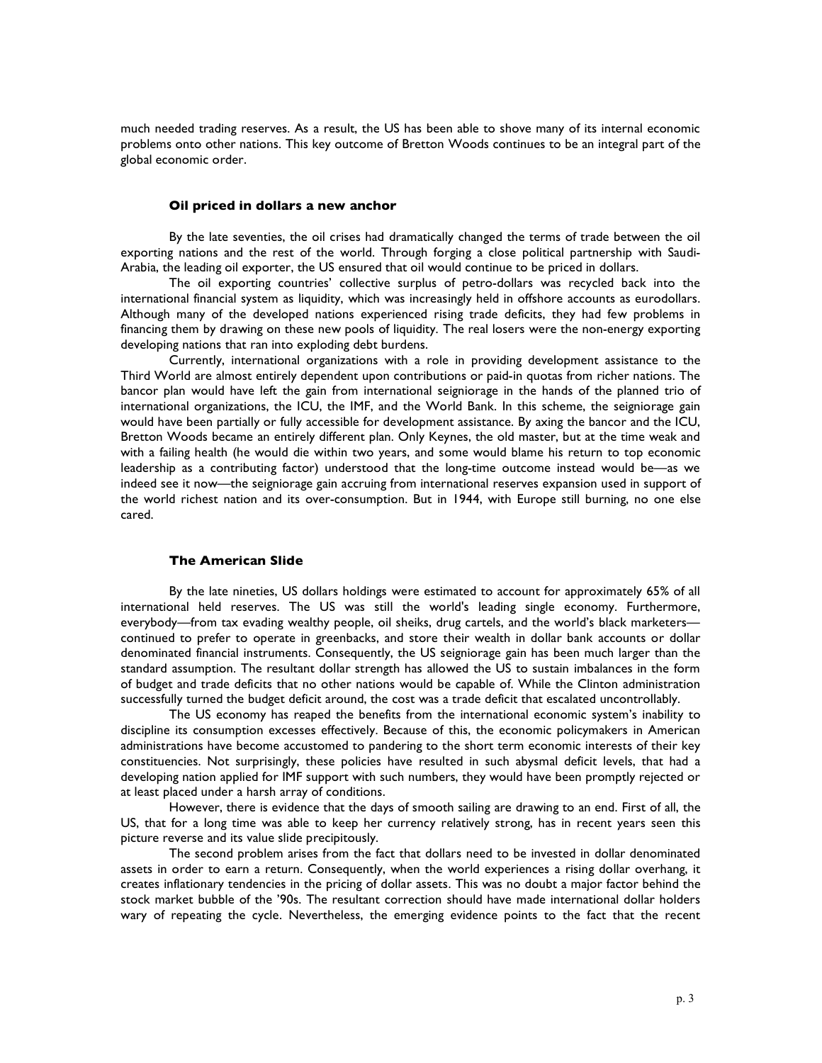much needed trading reserves. As a result, the US has been able to shove many of its internal economic problems onto other nations. This key outcome of Bretton Woods continues to be an integral part of the global economic order.

### Oil priced in dollars a new anchor

By the late seventies, the oil crises had dramatically changed the terms of trade between the oil exporting nations and the rest of the world. Through forging a close political partnership with Saudi-Arabia, the leading oil exporter, the US ensured that oil would continue to be priced in dollars.

The oil exporting countries' collective surplus of petro-dollars was recycled back into the international financial system as liquidity, which was increasingly held in offshore accounts as eurodollars. Although many of the developed nations experienced rising trade deficits, they had few problems in financing them by drawing on these new pools of liquidity. The real losers were the non-energy exporting developing nations that ran into exploding debt burdens.

Currently, international organizations with a role in providing development assistance to the Third World are almost entirely dependent upon contributions or paid-in quotas from richer nations. The bancor plan would have left the gain from international seigniorage in the hands of the planned trio of international organizations, the ICU, the IMF, and the World Bank. In this scheme, the seigniorage gain would have been partially or fully accessible for development assistance. By axing the bancor and the ICU, Bretton Woods became an entirely different plan. Only Keynes, the old master, but at the time weak and with a failing health (he would die within two years, and some would blame his return to top economic leadership as a contributing factor) understood that the long-time outcome instead would be—as we indeed see it now—the seigniorage gain accruing from international reserves expansion used in support of the world richest nation and its over-consumption. But in 1944, with Europe still burning, no one else cared.

### The American Slide

By the late nineties, US dollars holdings were estimated to account for approximately 65% of all international held reserves. The US was still the world's leading single economy. Furthermore, everybody—from tax evading wealthy people, oil sheiks, drug cartels, and the world's black marketers—continued to prefer to operate in greenbacks, and store their wealth in dollar bank accounts or dollar denominated financial instruments. Consequently, the US seigniorage gain has been much larger than the standard assumption. The resultant dollar strength has allowed the US to sustain imbalances in the form of budget and trade deficits that no other nations would be capable of. While the Clinton administration successfully turned the budget deficit around, the cost was a trade deficit that escalated uncontrollably.

The US economy has reaped the benefits from the international economic system's inability to discipline its consumption excesses effectively. Because of this, the economic policymakers in American administrations have become accustomed to pandering to the short term economic interests of their key constituencies. Not surprisingly, these policies have resulted in such abysmal deficit levels, that had a developing nation applied for IMF support with such numbers, they would have been promptly rejected or at least placed under a harsh array of conditions.

However, there is evidence that the days of smooth sailing are drawing to an end. First of all, the US, that for a long time was able to keep her currency relatively strong, has in recent years seen this picture reverse and its value slide precipitously.

The second problem arises from the fact that dollars need to be invested in dollar denominated assets in order to earn a return. Consequently, when the world experiences a rising dollar overhang, it creates inflationary tendencies in the pricing of dollar assets. This was no doubt a major factor behind the stock market bubble of the '90s. The resultant correction should have made international dollar holders wary of repeating the cycle. Nevertheless, the emerging evidence points to the fact that the recent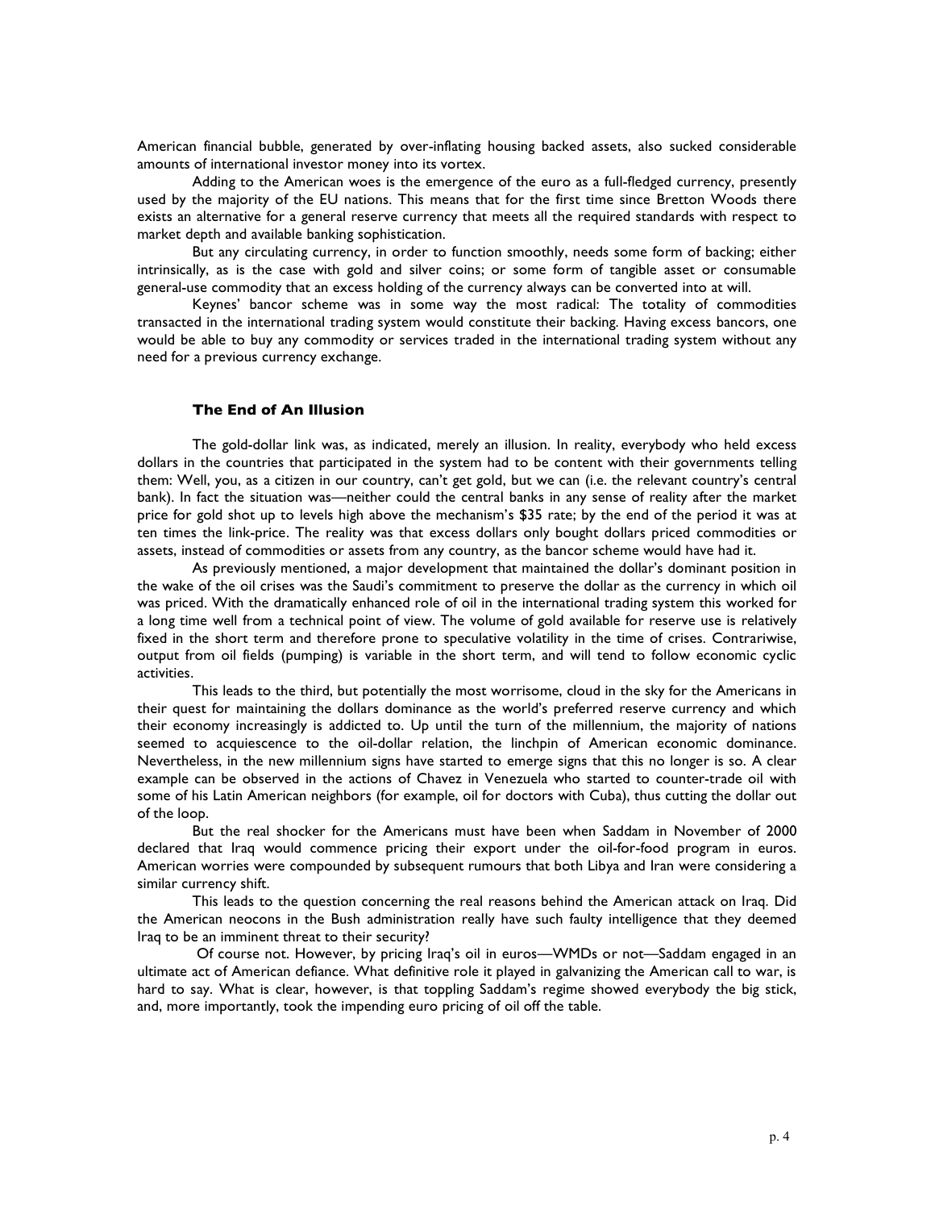American financial bubble, generated by over-inflating housing backed assets, also sucked considerable amounts of international investor money into its vortex.

Adding to the American woes is the emergence of the euro as a full-fledged currency, presently used by the majority of the EU nations. This means that for the first time since Bretton Woods there exists an alternative for a general reserve currency that meets all the required standards with respect to market depth and available banking sophistication.

But any circulating currency, in order to function smoothly, needs some form of backing; either intrinsically, as is the case with gold and silver coins; or some form of tangible asset or consumable general-use commodity that an excess holding of the currency always can be converted into at will.

Keynes' bancor scheme was in some way the most radical: The totality of commodities transacted in the international trading system would constitute their backing. Having excess bancors, one would be able to buy any commodity or services traded in the international trading system without any need for a previous currency exchange.

### The End of An Illusion

The gold-dollar link was, as indicated, merely an illusion. In reality, everybody who held excess dollars in the countries that participated in the system had to be content with their governments telling them: Well, you, as a citizen in our country, can't get gold, but we can (i.e. the relevant country's central bank). In fact the situation was—neither could the central banks in any sense of reality after the market price for gold shot up to levels high above the mechanism's $35 rate; by the end of the period it was at ten times the link-price. The reality was that excess dollars only bought dollars priced commodities or assets, instead of commodities or assets from any country, as the bancor scheme would have had it.

As previously mentioned, a major development that maintained the dollar's dominant position in the wake of the oil crises was the Saudi's commitment to preserve the dollar as the currency in which oil was priced. With the dramatically enhanced role of oil in the international trading system this worked for a long time well from a technical point of view. The volume of gold available for reserve use is relatively fixed in the short term and therefore prone to speculative volatility in the time of crises. Contrariwise, output from oil fields (pumping) is variable in the short term, and will tend to follow economic cyclic activities.

This leads to the third, but potentially the most worrisome, cloud in the sky for the Americans in their quest for maintaining the dollars dominance as the world's preferred reserve currency and which their economy increasingly is addicted to. Up until the turn of the millennium, the majority of nations seemed to acquiescence to the oil-dollar relation, the linchpin of American economic dominance. Nevertheless, in the new millennium signs have started to emerge signs that this no longer is so. A clear example can be observed in the actions of Chavez in Venezuela who started to counter-trade oil with some of his Latin American neighbors (for example, oil for doctors with Cuba), thus cutting the dollar out of the loop.

But the real shocker for the Americans must have been when Saddam in November of 2000 declared that Iraq would commence pricing their export under the oil-for-food program in euros. American worries were compounded by subsequent rumours that both Libya and Iran were considering a similar currency shift.

This leads to the question concerning the real reasons behind the American attack on Iraq. Did the American neocons in the Bush administration really have such faulty intelligence that they deemed Iraq to be an imminent threat to their security?

Of course not. However, by pricing Iraq's oil in euros—WMDs or not—Saddam engaged in an ultimate act of American defiance. What definitive role it played in galvanizing the American call to war, is hard to say. What is clear, however, is that toppling Saddam's regime showed everybody the big stick, and, more importantly, took the impending euro pricing of oil off the table.